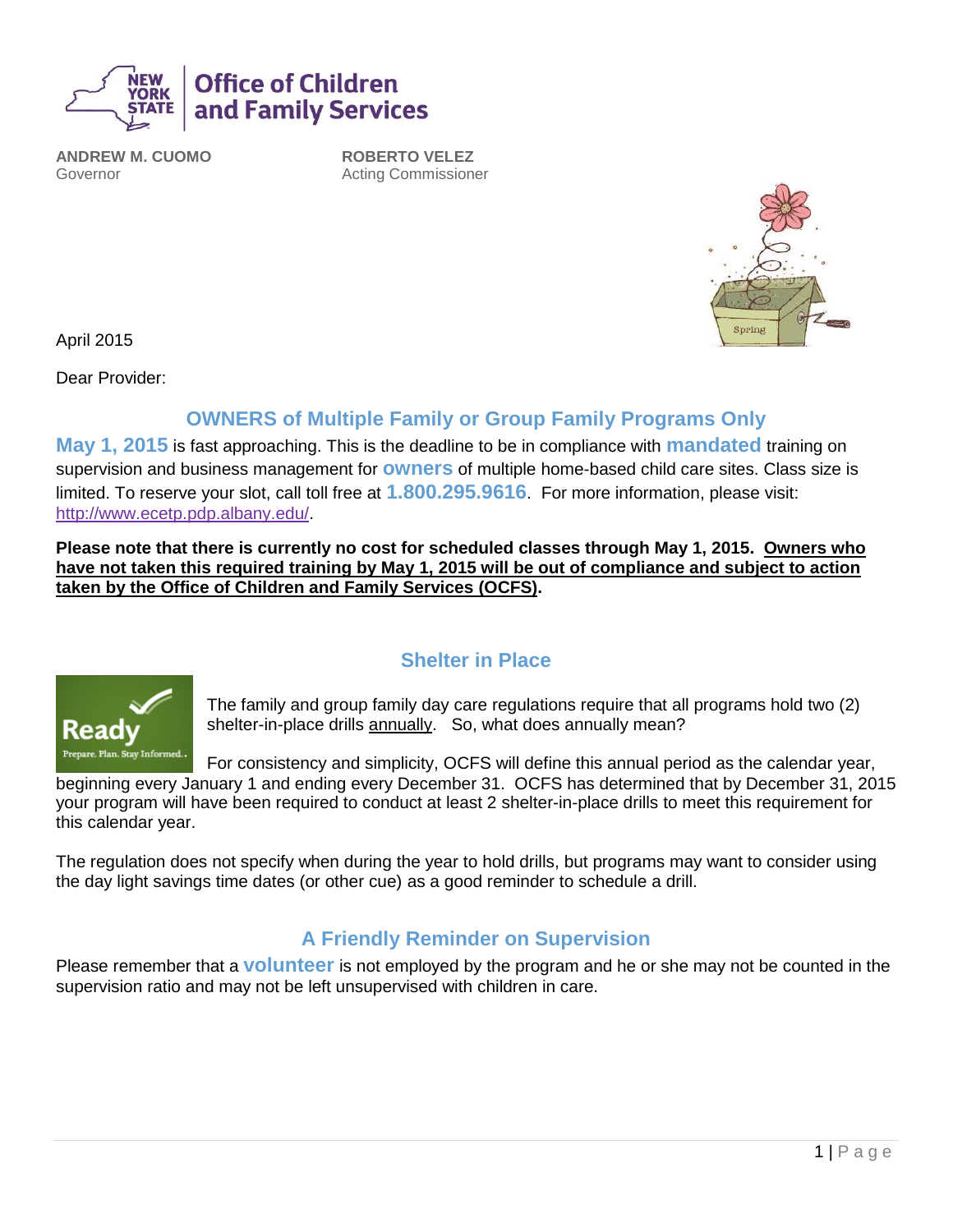**NEW YORK STATE** | **Office of Children and Family Services**

**ANDREW M. CUOMO**
Governor

**ROBERTO VELEZ**
Acting Commissioner

April 2015

Dear Provider:

## OWNERS of Multiple Family or Group Family Programs Only

**May 1, 2015** is fast approaching. This is the deadline to be in compliance with **mandated** training on supervision and business management for **owners** of multiple home-based child care sites. Class size is limited. To reserve your slot, call toll free at **1.800.295.9616**. For more information, please visit: http://www.ecetp.pdp.albany.edu/.

**Please note that there is currently no cost for scheduled classes through May 1, 2015. Owners who have not taken this required training by May 1, 2015 will be out of compliance and subject to action taken by the Office of Children and Family Services (OCFS).**

## Shelter in Place

The family and group family day care regulations require that all programs hold two (2) shelter-in-place drills annually. So, what does annually mean?

For consistency and simplicity, OCFS will define this annual period as the calendar year, beginning every January 1 and ending every December 31. OCFS has determined that by December 31, 2015 your program will have been required to conduct at least 2 shelter-in-place drills to meet this requirement for this calendar year.

The regulation does not specify when during the year to hold drills, but programs may want to consider using the day light savings time dates (or other cue) as a good reminder to schedule a drill.

## A Friendly Reminder on Supervision

Please remember that a **volunteer** is not employed by the program and he or she may not be counted in the supervision ratio and may not be left unsupervised with children in care.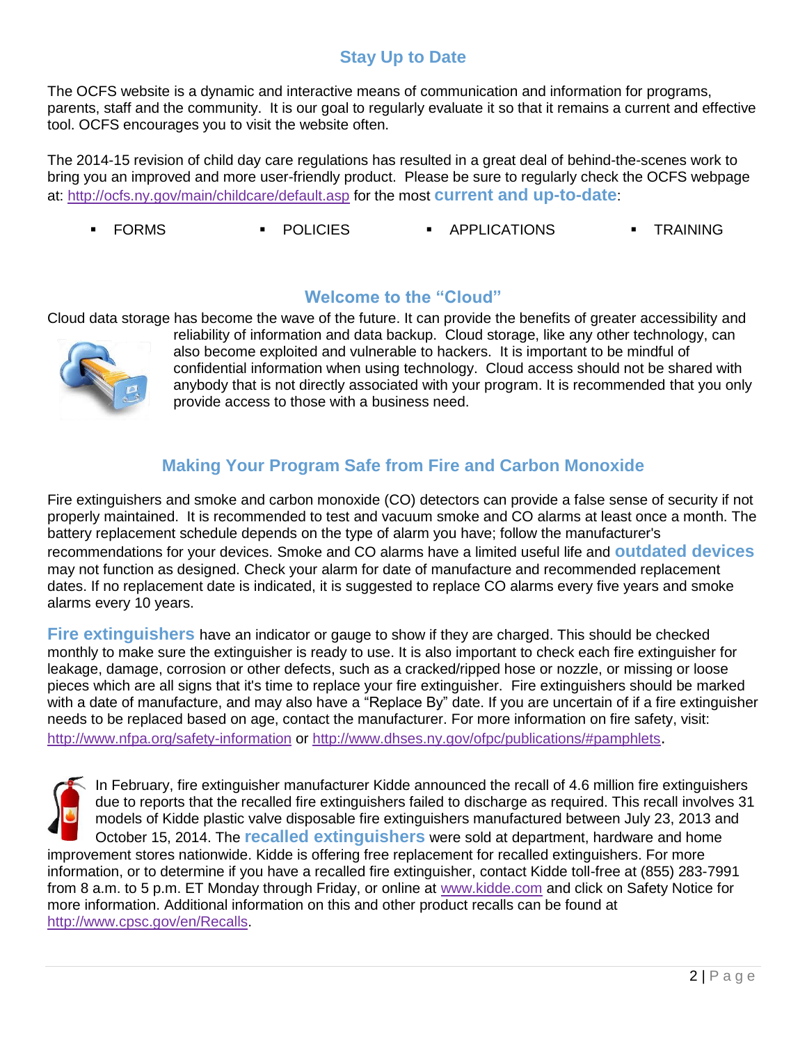## Stay Up to Date

The OCFS website is a dynamic and interactive means of communication and information for programs, parents, staff and the community. It is our goal to regularly evaluate it so that it remains a current and effective tool. OCFS encourages you to visit the website often.

The 2014-15 revision of child day care regulations has resulted in a great deal of behind-the-scenes work to bring you an improved and more user-friendly product. Please be sure to regularly check the OCFS webpage at: http://ocfs.ny.gov/main/childcare/default.asp for the most **current and up-to-date**:

- FORMS
- POLICIES
- APPLICATIONS
- TRAINING

## Welcome to the "Cloud"

Cloud data storage has become the wave of the future. It can provide the benefits of greater accessibility and reliability of information and data backup. Cloud storage, like any other technology, can also become exploited and vulnerable to hackers. It is important to be mindful of confidential information when using technology. Cloud access should not be shared with anybody that is not directly associated with your program. It is recommended that you only provide access to those with a business need.

## Making Your Program Safe from Fire and Carbon Monoxide

Fire extinguishers and smoke and carbon monoxide (CO) detectors can provide a false sense of security if not properly maintained. It is recommended to test and vacuum smoke and CO alarms at least once a month. The battery replacement schedule depends on the type of alarm you have; follow the manufacturer's recommendations for your devices. Smoke and CO alarms have a limited useful life and **outdated devices** may not function as designed. Check your alarm for date of manufacture and recommended replacement dates. If no replacement date is indicated, it is suggested to replace CO alarms every five years and smoke alarms every 10 years.

**Fire extinguishers** have an indicator or gauge to show if they are charged. This should be checked monthly to make sure the extinguisher is ready to use. It is also important to check each fire extinguisher for leakage, damage, corrosion or other defects, such as a cracked/ripped hose or nozzle, or missing or loose pieces which are all signs that it's time to replace your fire extinguisher. Fire extinguishers should be marked with a date of manufacture, and may also have a "Replace By" date. If you are uncertain of if a fire extinguisher needs to be replaced based on age, contact the manufacturer. For more information on fire safety, visit: http://www.nfpa.org/safety-information or http://www.dhses.ny.gov/ofpc/publications/#pamphlets.

In February, fire extinguisher manufacturer Kidde announced the recall of 4.6 million fire extinguishers due to reports that the recalled fire extinguishers failed to discharge as required. This recall involves 31 models of Kidde plastic valve disposable fire extinguishers manufactured between July 23, 2013 and October 15, 2014. The **recalled extinguishers** were sold at department, hardware and home improvement stores nationwide. Kidde is offering free replacement for recalled extinguishers. For more information, or to determine if you have a recalled fire extinguisher, contact Kidde toll-free at (855) 283-7991 from 8 a.m. to 5 p.m. ET Monday through Friday, or online at www.kidde.com and click on Safety Notice for more information. Additional information on this and other product recalls can be found at http://www.cpsc.gov/en/Recalls.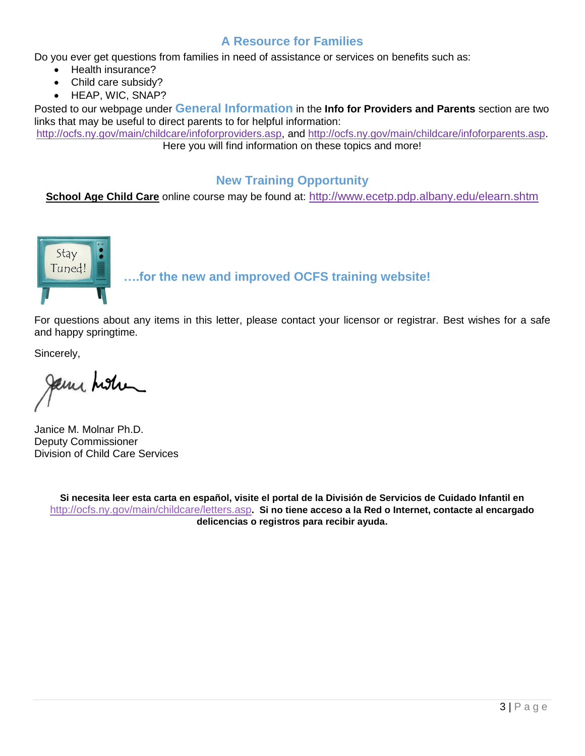## A Resource for Families

Do you ever get questions from families in need of assistance or services on benefits such as:

- Health insurance?
- Child care subsidy?
- HEAP, WIC, SNAP?

Posted to our webpage under **General Information** in the **Info for Providers and Parents** section are two links that may be useful to direct parents to for helpful information: http://ocfs.ny.gov/main/childcare/infoforproviders.asp, and http://ocfs.ny.gov/main/childcare/infoforparents.asp. Here you will find information on these topics and more!

## New Training Opportunity

**School Age Child Care** online course may be found at: http://www.ecetp.pdp.albany.edu/elearn.shtm

Stay Tuned!

**….for the new and improved OCFS training website!**

For questions about any items in this letter, please contact your licensor or registrar. Best wishes for a safe and happy springtime.

Sincerely,

Janice M. Molnar Ph.D.
Deputy Commissioner
Division of Child Care Services

**Si necesita leer esta carta en español, visite el portal de la División de Servicios de Cuidado Infantil en** http://ocfs.ny.gov/main/childcare/letters.asp**. Si no tiene acceso a la Red o Internet, contacte al encargado delicencias o registros para recibir ayuda.**